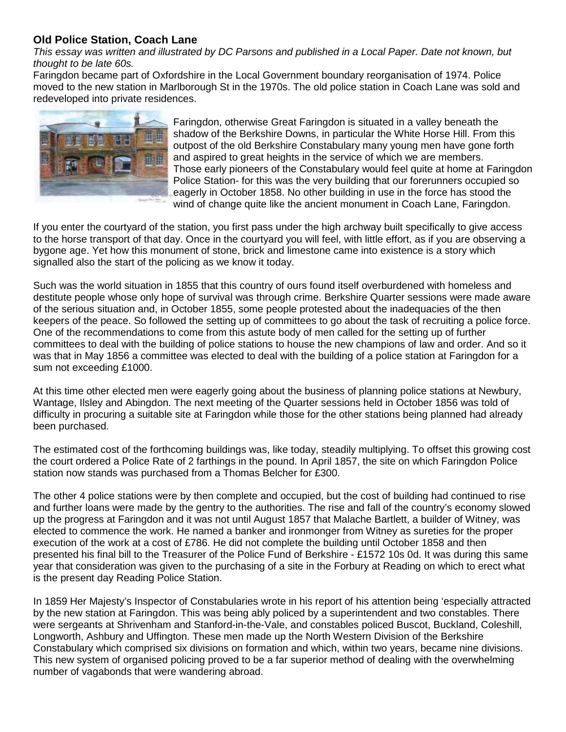**Old Police Station, Coach Lane**

*This essay was written and illustrated by DC Parsons and published in a Local Paper. Date not known, but thought to be late 60s.*

Faringdon became part of Oxfordshire in the Local Government boundary reorganisation of 1974. Police moved to the new station in Marlborough St in the 1970s. The old police station in Coach Lane was sold and redeveloped into private residences.

Faringdon, otherwise Great Faringdon is situated in a valley beneath the shadow of the Berkshire Downs, in particular the White Horse Hill. From this outpost of the old Berkshire Constabulary many young men have gone forth and aspired to great heights in the service of which we are members. Those early pioneers of the Constabulary would feel quite at home at Faringdon Police Station- for this was the very building that our forerunners occupied so eagerly in October 1858. No other building in use in the force has stood the wind of change quite like the ancient monument in Coach Lane, Faringdon.

If you enter the courtyard of the station, you first pass under the high archway built specifically to give access to the horse transport of that day. Once in the courtyard you will feel, with little effort, as if you are observing a bygone age. Yet how this monument of stone, brick and limestone came into existence is a story which signalled also the start of the policing as we know it today.

Such was the world situation in 1855 that this country of ours found itself overburdened with homeless and destitute people whose only hope of survival was through crime. Berkshire Quarter sessions were made aware of the serious situation and, in October 1855, some people protested about the inadequacies of the then keepers of the peace. So followed the setting up of committees to go about the task of recruiting a police force. One of the recommendations to come from this astute body of men called for the setting up of further committees to deal with the building of police stations to house the new champions of law and order. And so it was that in May 1856 a committee was elected to deal with the building of a police station at Faringdon for a sum not exceeding £1000.

At this time other elected men were eagerly going about the business of planning police stations at Newbury, Wantage, Ilsley and Abingdon. The next meeting of the Quarter sessions held in October 1856 was told of difficulty in procuring a suitable site at Faringdon while those for the other stations being planned had already been purchased.

The estimated cost of the forthcoming buildings was, like today, steadily multiplying. To offset this growing cost the court ordered a Police Rate of 2 farthings in the pound. In April 1857, the site on which Faringdon Police station now stands was purchased from a Thomas Belcher for £300.

The other 4 police stations were by then complete and occupied, but the cost of building had continued to rise and further loans were made by the gentry to the authorities. The rise and fall of the country's economy slowed up the progress at Faringdon and it was not until August 1857 that Malache Bartlett, a builder of Witney, was elected to commence the work. He named a banker and ironmonger from Witney as sureties for the proper execution of the work at a cost of £786. He did not complete the building until October 1858 and then presented his final bill to the Treasurer of the Police Fund of Berkshire - £1572 10s 0d. It was during this same year that consideration was given to the purchasing of a site in the Forbury at Reading on which to erect what is the present day Reading Police Station.

In 1859 Her Majesty's Inspector of Constabularies wrote in his report of his attention being 'especially attracted by the new station at Faringdon. This was being ably policed by a superintendent and two constables. There were sergeants at Shrivenham and Stanford-in-the-Vale, and constables policed Buscot, Buckland, Coleshill, Longworth, Ashbury and Uffington. These men made up the North Western Division of the Berkshire Constabulary which comprised six divisions on formation and which, within two years, became nine divisions. This new system of organised policing proved to be a far superior method of dealing with the overwhelming number of vagabonds that were wandering abroad.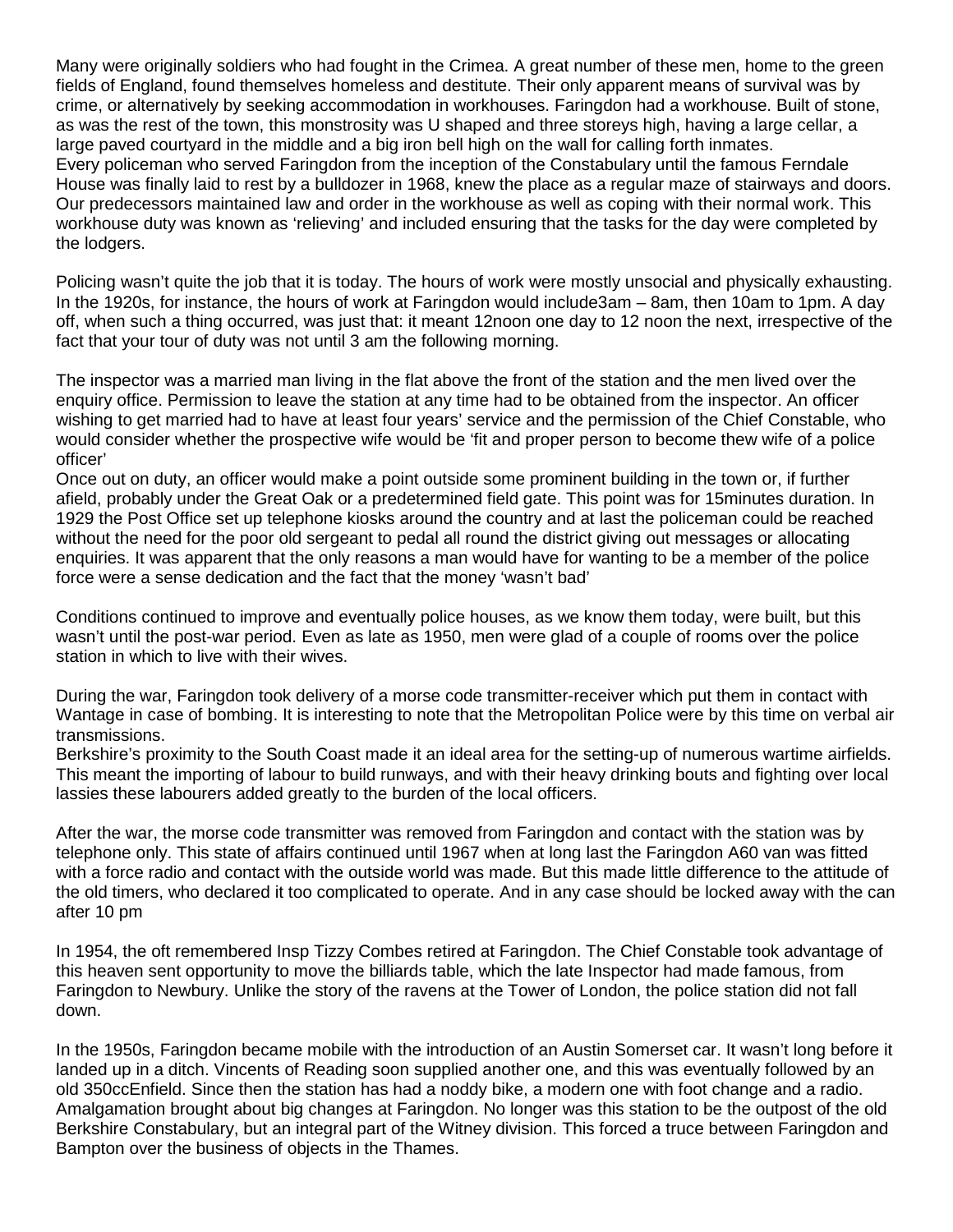Many were originally soldiers who had fought in the Crimea. A great number of these men, home to the green fields of England, found themselves homeless and destitute. Their only apparent means of survival was by crime, or alternatively by seeking accommodation in workhouses. Faringdon had a workhouse. Built of stone, as was the rest of the town, this monstrosity was U shaped and three storeys high, having a large cellar, a large paved courtyard in the middle and a big iron bell high on the wall for calling forth inmates.
Every policeman who served Faringdon from the inception of the Constabulary until the famous Ferndale House was finally laid to rest by a bulldozer in 1968, knew the place as a regular maze of stairways and doors. Our predecessors maintained law and order in the workhouse as well as coping with their normal work. This workhouse duty was known as 'relieving' and included ensuring that the tasks for the day were completed by the lodgers.

Policing wasn't quite the job that it is today. The hours of work were mostly unsocial and physically exhausting. In the 1920s, for instance, the hours of work at Faringdon would include3am – 8am, then 10am to 1pm. A day off, when such a thing occurred, was just that: it meant 12noon one day to 12 noon the next, irrespective of the fact that your tour of duty was not until 3 am the following morning.

The inspector was a married man living in the flat above the front of the station and the men lived over the enquiry office. Permission to leave the station at any time had to be obtained from the inspector. An officer wishing to get married had to have at least four years' service and the permission of the Chief Constable, who would consider whether the prospective wife would be 'fit and proper person to become thew wife of a police officer'
Once out on duty, an officer would make a point outside some prominent building in the town or, if further afield, probably under the Great Oak or a predetermined field gate. This point was for 15minutes duration. In 1929 the Post Office set up telephone kiosks around the country and at last the policeman could be reached without the need for the poor old sergeant to pedal all round the district giving out messages or allocating enquiries. It was apparent that the only reasons a man would have for wanting to be a member of the police force were a sense dedication and the fact that the money 'wasn't bad'

Conditions continued to improve and eventually police houses, as we know them today, were built, but this wasn't until the post-war period. Even as late as 1950, men were glad of a couple of rooms over the police station in which to live with their wives.

During the war, Faringdon took delivery of a morse code transmitter-receiver which put them in contact with Wantage in case of bombing. It is interesting to note that the Metropolitan Police were by this time on verbal air transmissions.
Berkshire's proximity to the South Coast made it an ideal area for the setting-up of numerous wartime airfields. This meant the importing of labour to build runways, and with their heavy drinking bouts and fighting over local lassies these labourers added greatly to the burden of the local officers.

After the war, the morse code transmitter was removed from Faringdon and contact with the station was by telephone only. This state of affairs continued until 1967 when at long last the Faringdon A60 van was fitted with a force radio and contact with the outside world was made. But this made little difference to the attitude of the old timers, who declared it too complicated to operate. And in any case should be locked away with the can after 10 pm

In 1954, the oft remembered Insp Tizzy Combes retired at Faringdon. The Chief Constable took advantage of this heaven sent opportunity to move the billiards table, which the late Inspector had made famous, from Faringdon to Newbury. Unlike the story of the ravens at the Tower of London, the police station did not fall down.

In the 1950s, Faringdon became mobile with the introduction of an Austin Somerset car. It wasn't long before it landed up in a ditch. Vincents of Reading soon supplied another one, and this was eventually followed by an old 350ccEnfield. Since then the station has had a noddy bike, a modern one with foot change and a radio. Amalgamation brought about big changes at Faringdon. No longer was this station to be the outpost of the old Berkshire Constabulary, but an integral part of the Witney division. This forced a truce between Faringdon and Bampton over the business of objects in the Thames.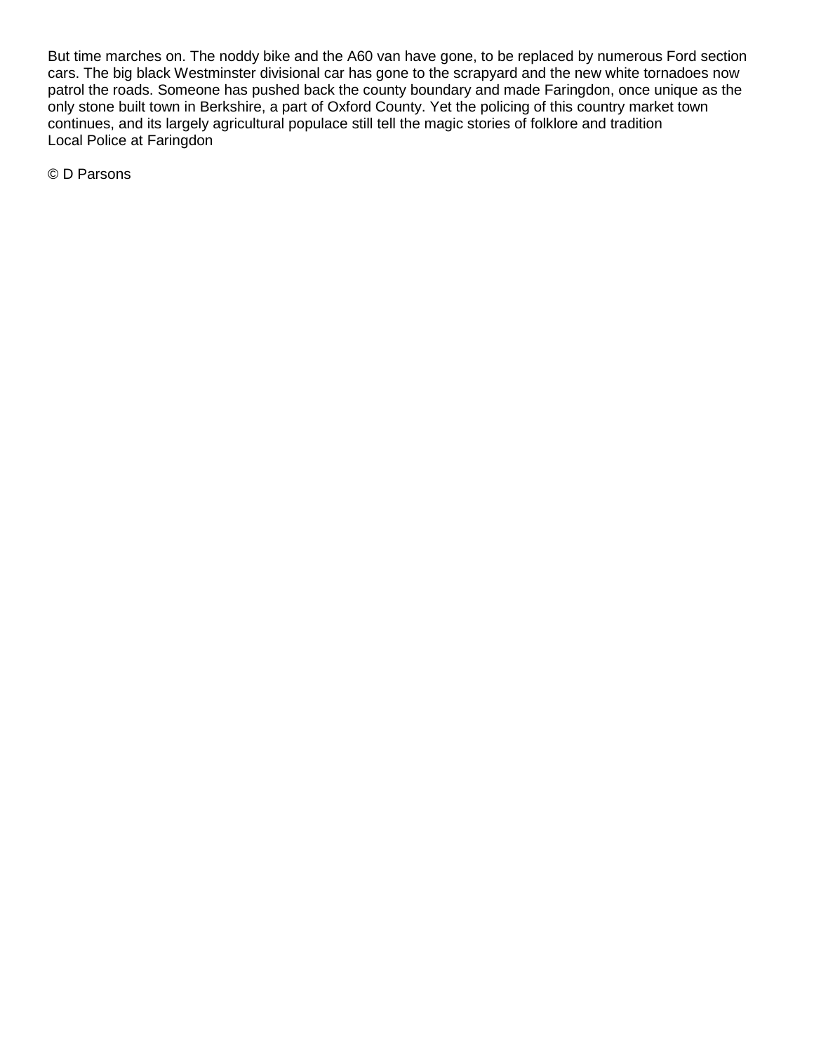But time marches on. The noddy bike and the A60 van have gone, to be replaced by numerous Ford section cars. The big black Westminster divisional car has gone to the scrapyard and the new white tornadoes now patrol the roads. Someone has pushed back the county boundary and made Faringdon, once unique as the only stone built town in Berkshire, a part of Oxford County. Yet the policing of this country market town continues, and its largely agricultural populace still tell the magic stories of folklore and tradition
Local Police at Faringdon

© D Parsons